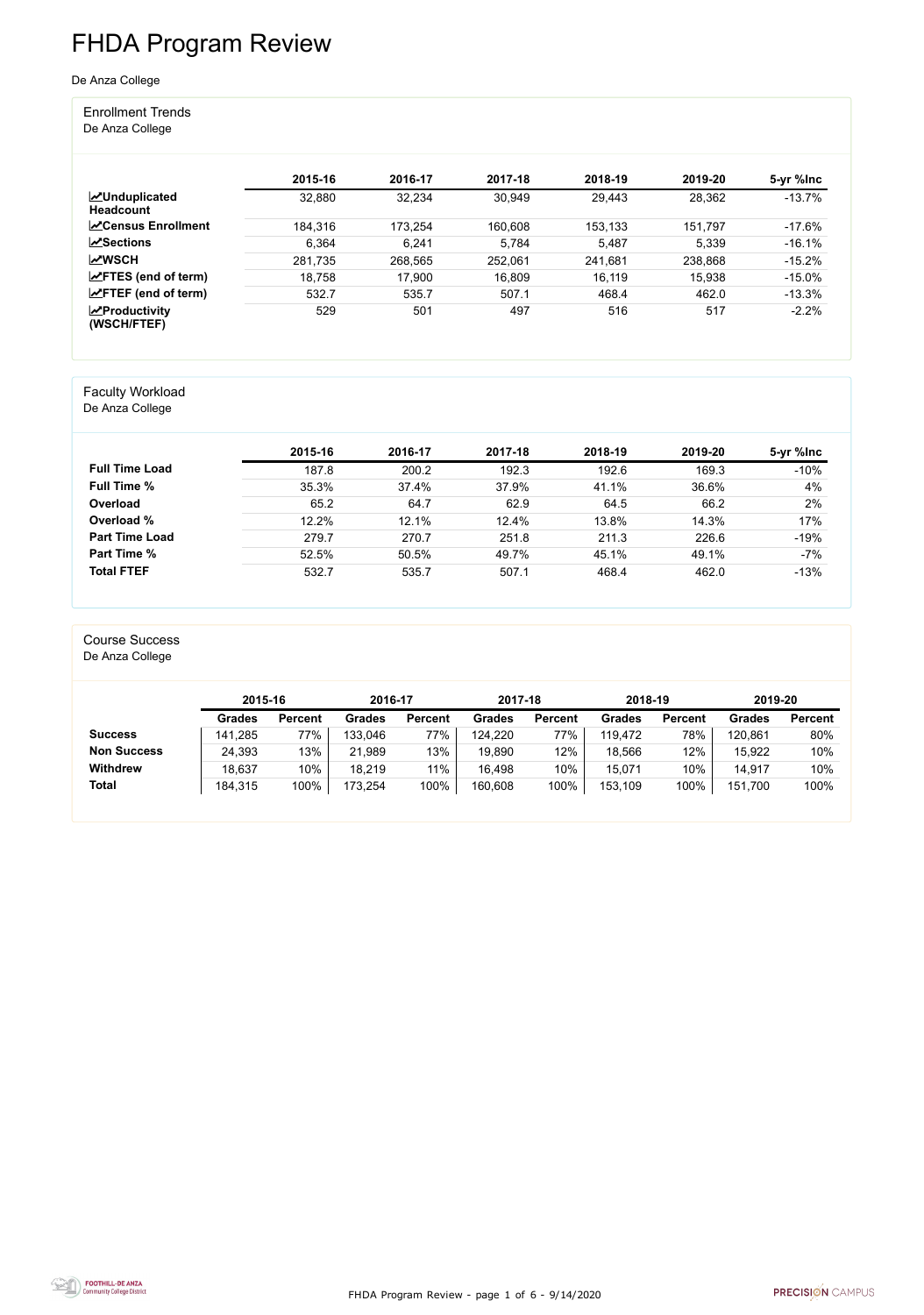# FHDA Program Review

De Anza College

## Enrollment Trends
De Anza College

| | 2015-16 | 2016-17 | 2017-18 | 2018-19 | 2019-20 | 5-yr %Inc |
|---|---|---|---|---|---|---|
| **Unduplicated Headcount** | 32,880 | 32,234 | 30,949 | 29,443 | 28,362 | -13.7% |
| **Census Enrollment** | 184,316 | 173,254 | 160,608 | 153,133 | 151,797 | -17.6% |
| **Sections** | 6,364 | 6,241 | 5,784 | 5,487 | 5,339 | -16.1% |
| **WSCH** | 281,735 | 268,565 | 252,061 | 241,681 | 238,868 | -15.2% |
| **FTES (end of term)** | 18,758 | 17,900 | 16,809 | 16,119 | 15,938 | -15.0% |
| **FTEF (end of term)** | 532.7 | 535.7 | 507.1 | 468.4 | 462.0 | -13.3% |
| **Productivity (WSCH/FTEF)** | 529 | 501 | 497 | 516 | 517 | -2.2% |

## Faculty Workload
De Anza College

| | 2015-16 | 2016-17 | 2017-18 | 2018-19 | 2019-20 | 5-yr %Inc |
|---|---|---|---|---|---|---|
| **Full Time Load** | 187.8 | 200.2 | 192.3 | 192.6 | 169.3 | -10% |
| **Full Time %** | 35.3% | 37.4% | 37.9% | 41.1% | 36.6% | 4% |
| **Overload** | 65.2 | 64.7 | 62.9 | 64.5 | 66.2 | 2% |
| **Overload %** | 12.2% | 12.1% | 12.4% | 13.8% | 14.3% | 17% |
| **Part Time Load** | 279.7 | 270.7 | 251.8 | 211.3 | 226.6 | -19% |
| **Part Time %** | 52.5% | 50.5% | 49.7% | 45.1% | 49.1% | -7% |
| **Total FTEF** | 532.7 | 535.7 | 507.1 | 468.4 | 462.0 | -13% |

## Course Success
De Anza College

| | 2015-16 | | 2016-17 | | 2017-18 | | 2018-19 | | 2019-20 | |
|---|---|---|---|---|---|---|---|---|---|---|
| | **Grades** | **Percent** | **Grades** | **Percent** | **Grades** | **Percent** | **Grades** | **Percent** | **Grades** | **Percent** |
| **Success** | 141,285 | 77% | 133,046 | 77% | 124,220 | 77% | 119,472 | 78% | 120,861 | 80% |
| **Non Success** | 24,393 | 13% | 21,989 | 13% | 19,890 | 12% | 18,566 | 12% | 15,922 | 10% |
| **Withdrew** | 18,637 | 10% | 18,219 | 11% | 16,498 | 10% | 15,071 | 10% | 14,917 | 10% |
| **Total** | 184,315 | 100% | 173,254 | 100% | 160,608 | 100% | 153,109 | 100% | 151,700 | 100% |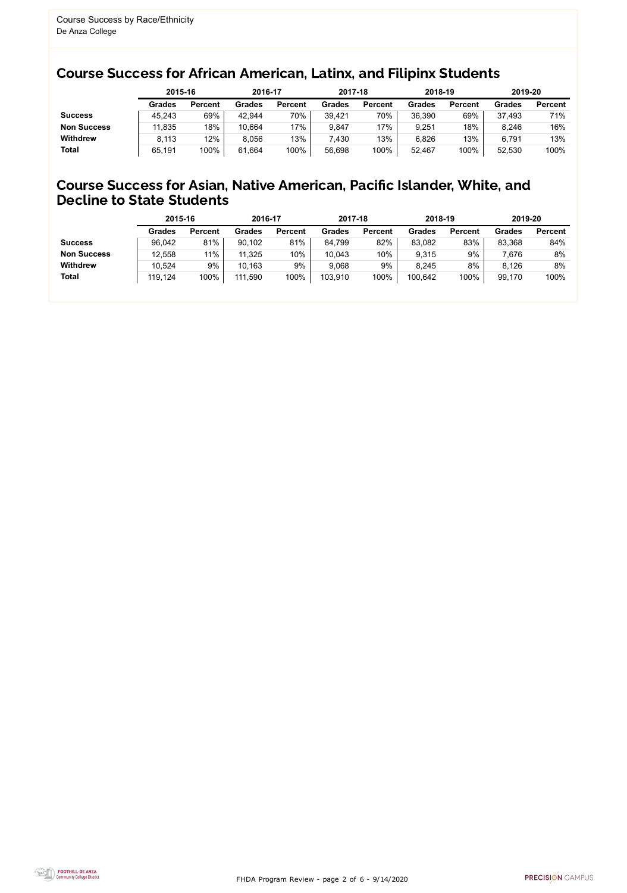Course Success by Race/Ethnicity
De Anza College

## Course Success for African American, Latinx, and Filipinx Students

| | 2015-16 | | 2016-17 | | 2017-18 | | 2018-19 | | 2019-20 | |
|---|---|---|---|---|---|---|---|---|---|---|
| | **Grades** | **Percent** | **Grades** | **Percent** | **Grades** | **Percent** | **Grades** | **Percent** | **Grades** | **Percent** |
| **Success** | 45,243 | 69% | 42,944 | 70% | 39,421 | 70% | 36,390 | 69% | 37,493 | 71% |
| **Non Success** | 11,835 | 18% | 10,664 | 17% | 9,847 | 17% | 9,251 | 18% | 8,246 | 16% |
| **Withdrew** | 8,113 | 12% | 8,056 | 13% | 7,430 | 13% | 6,826 | 13% | 6,791 | 13% |
| **Total** | 65,191 | 100% | 61,664 | 100% | 56,698 | 100% | 52,467 | 100% | 52,530 | 100% |

## Course Success for Asian, Native American, Pacific Islander, White, and Decline to State Students

| | 2015-16 | | 2016-17 | | 2017-18 | | 2018-19 | | 2019-20 | |
|---|---|---|---|---|---|---|---|---|---|---|
| | **Grades** | **Percent** | **Grades** | **Percent** | **Grades** | **Percent** | **Grades** | **Percent** | **Grades** | **Percent** |
| **Success** | 96,042 | 81% | 90,102 | 81% | 84,799 | 82% | 83,082 | 83% | 83,368 | 84% |
| **Non Success** | 12,558 | 11% | 11,325 | 10% | 10,043 | 10% | 9,315 | 9% | 7,676 | 8% |
| **Withdrew** | 10,524 | 9% | 10,163 | 9% | 9,068 | 9% | 8,245 | 8% | 8,126 | 8% |
| **Total** | 119,124 | 100% | 111,590 | 100% | 103,910 | 100% | 100,642 | 100% | 99,170 | 100% |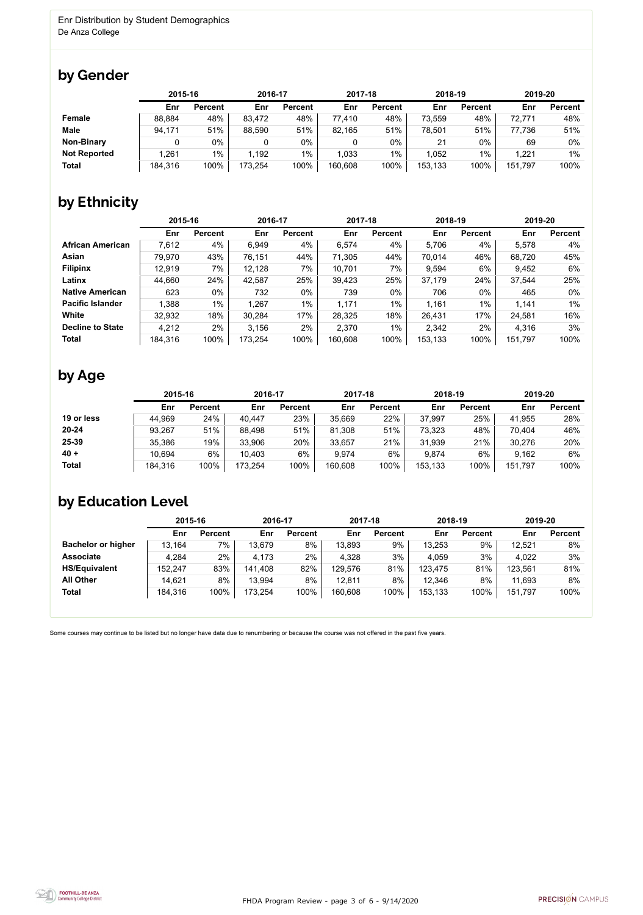Enr Distribution by Student Demographics
De Anza College

## by Gender

| | 2015-16 | | 2016-17 | | 2017-18 | | 2018-19 | | 2019-20 | |
|---|---|---|---|---|---|---|---|---|---|---|
| | Enr | Percent | Enr | Percent | Enr | Percent | Enr | Percent | Enr | Percent |
| **Female** | 88,884 | 48% | 83,472 | 48% | 77,410 | 48% | 73,559 | 48% | 72,771 | 48% |
| **Male** | 94,171 | 51% | 88,590 | 51% | 82,165 | 51% | 78,501 | 51% | 77,736 | 51% |
| **Non-Binary** | 0 | 0% | 0 | 0% | 0 | 0% | 21 | 0% | 69 | 0% |
| **Not Reported** | 1,261 | 1% | 1,192 | 1% | 1,033 | 1% | 1,052 | 1% | 1,221 | 1% |
| **Total** | 184,316 | 100% | 173,254 | 100% | 160,608 | 100% | 153,133 | 100% | 151,797 | 100% |

## by Ethnicity

| | 2015-16 | | 2016-17 | | 2017-18 | | 2018-19 | | 2019-20 | |
|---|---|---|---|---|---|---|---|---|---|---|
| | Enr | Percent | Enr | Percent | Enr | Percent | Enr | Percent | Enr | Percent |
| **African American** | 7,612 | 4% | 6,949 | 4% | 6,574 | 4% | 5,706 | 4% | 5,578 | 4% |
| **Asian** | 79,970 | 43% | 76,151 | 44% | 71,305 | 44% | 70,014 | 46% | 68,720 | 45% |
| **Filipinx** | 12,919 | 7% | 12,128 | 7% | 10,701 | 7% | 9,594 | 6% | 9,452 | 6% |
| **Latinx** | 44,660 | 24% | 42,587 | 25% | 39,423 | 25% | 37,179 | 24% | 37,544 | 25% |
| **Native American** | 623 | 0% | 732 | 0% | 739 | 0% | 706 | 0% | 465 | 0% |
| **Pacific Islander** | 1,388 | 1% | 1,267 | 1% | 1,171 | 1% | 1,161 | 1% | 1,141 | 1% |
| **White** | 32,932 | 18% | 30,284 | 17% | 28,325 | 18% | 26,431 | 17% | 24,581 | 16% |
| **Decline to State** | 4,212 | 2% | 3,156 | 2% | 2,370 | 1% | 2,342 | 2% | 4,316 | 3% |
| **Total** | 184,316 | 100% | 173,254 | 100% | 160,608 | 100% | 153,133 | 100% | 151,797 | 100% |

## by Age

| | 2015-16 | | 2016-17 | | 2017-18 | | 2018-19 | | 2019-20 | |
|---|---|---|---|---|---|---|---|---|---|---|
| | Enr | Percent | Enr | Percent | Enr | Percent | Enr | Percent | Enr | Percent |
| **19 or less** | 44,969 | 24% | 40,447 | 23% | 35,669 | 22% | 37,997 | 25% | 41,955 | 28% |
| **20-24** | 93,267 | 51% | 88,498 | 51% | 81,308 | 51% | 73,323 | 48% | 70,404 | 46% |
| **25-39** | 35,386 | 19% | 33,906 | 20% | 33,657 | 21% | 31,939 | 21% | 30,276 | 20% |
| **40 +** | 10,694 | 6% | 10,403 | 6% | 9,974 | 6% | 9,874 | 6% | 9,162 | 6% |
| **Total** | 184,316 | 100% | 173,254 | 100% | 160,608 | 100% | 153,133 | 100% | 151,797 | 100% |

## by Education Level

| | 2015-16 | | 2016-17 | | 2017-18 | | 2018-19 | | 2019-20 | |
|---|---|---|---|---|---|---|---|---|---|---|
| | Enr | Percent | Enr | Percent | Enr | Percent | Enr | Percent | Enr | Percent |
| **Bachelor or higher** | 13,164 | 7% | 13,679 | 8% | 13,893 | 9% | 13,253 | 9% | 12,521 | 8% |
| **Associate** | 4,284 | 2% | 4,173 | 2% | 4,328 | 3% | 4,059 | 3% | 4,022 | 3% |
| **HS/Equivalent** | 152,247 | 83% | 141,408 | 82% | 129,576 | 81% | 123,475 | 81% | 123,561 | 81% |
| **All Other** | 14,621 | 8% | 13,994 | 8% | 12,811 | 8% | 12,346 | 8% | 11,693 | 8% |
| **Total** | 184,316 | 100% | 173,254 | 100% | 160,608 | 100% | 153,133 | 100% | 151,797 | 100% |

Some courses may continue to be listed but no longer have data due to renumbering or because the course was not offered in the past five years.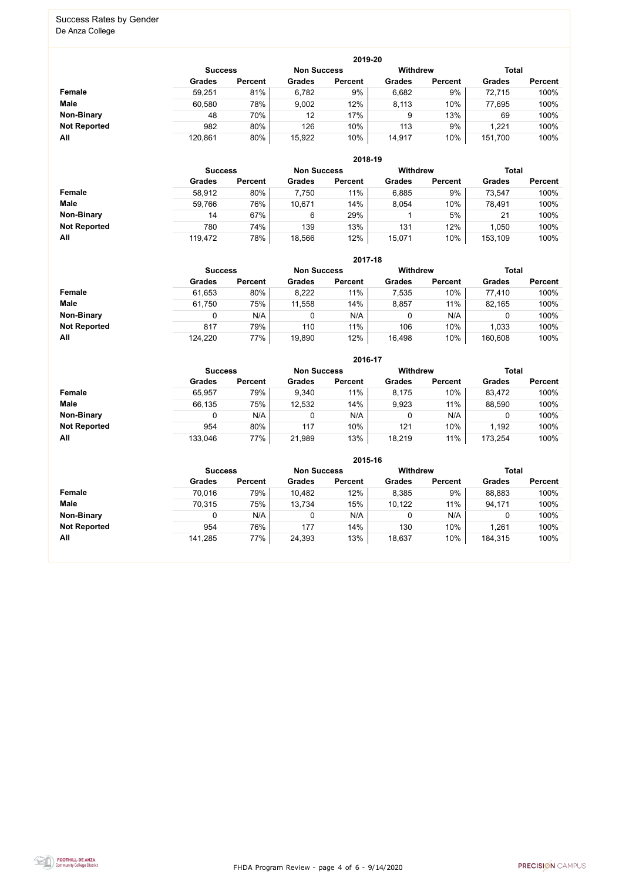## Success Rates by Gender

De Anza College

### 2019-20

| | Success | | Non Success | | Withdrew | | Total | |
|---|---|---|---|---|---|---|---|---|
| | Grades | Percent | Grades | Percent | Grades | Percent | Grades | Percent |
| **Female** | 59,251 | 81% | 6,782 | 9% | 6,682 | 9% | 72,715 | 100% |
| **Male** | 60,580 | 78% | 9,002 | 12% | 8,113 | 10% | 77,695 | 100% |
| **Non-Binary** | 48 | 70% | 12 | 17% | 9 | 13% | 69 | 100% |
| **Not Reported** | 982 | 80% | 126 | 10% | 113 | 9% | 1,221 | 100% |
| **All** | 120,861 | 80% | 15,922 | 10% | 14,917 | 10% | 151,700 | 100% |

### 2018-19

| | Success | | Non Success | | Withdrew | | Total | |
|---|---|---|---|---|---|---|---|---|
| | Grades | Percent | Grades | Percent | Grades | Percent | Grades | Percent |
| **Female** | 58,912 | 80% | 7,750 | 11% | 6,885 | 9% | 73,547 | 100% |
| **Male** | 59,766 | 76% | 10,671 | 14% | 8,054 | 10% | 78,491 | 100% |
| **Non-Binary** | 14 | 67% | 6 | 29% | 1 | 5% | 21 | 100% |
| **Not Reported** | 780 | 74% | 139 | 13% | 131 | 12% | 1,050 | 100% |
| **All** | 119,472 | 78% | 18,566 | 12% | 15,071 | 10% | 153,109 | 100% |

### 2017-18

| | Success | | Non Success | | Withdrew | | Total | |
|---|---|---|---|---|---|---|---|---|
| | Grades | Percent | Grades | Percent | Grades | Percent | Grades | Percent |
| **Female** | 61,653 | 80% | 8,222 | 11% | 7,535 | 10% | 77,410 | 100% |
| **Male** | 61,750 | 75% | 11,558 | 14% | 8,857 | 11% | 82,165 | 100% |
| **Non-Binary** | 0 | N/A | 0 | N/A | 0 | N/A | 0 | 100% |
| **Not Reported** | 817 | 79% | 110 | 11% | 106 | 10% | 1,033 | 100% |
| **All** | 124,220 | 77% | 19,890 | 12% | 16,498 | 10% | 160,608 | 100% |

### 2016-17

| | Success | | Non Success | | Withdrew | | Total | |
|---|---|---|---|---|---|---|---|---|
| | Grades | Percent | Grades | Percent | Grades | Percent | Grades | Percent |
| **Female** | 65,957 | 79% | 9,340 | 11% | 8,175 | 10% | 83,472 | 100% |
| **Male** | 66,135 | 75% | 12,532 | 14% | 9,923 | 11% | 88,590 | 100% |
| **Non-Binary** | 0 | N/A | 0 | N/A | 0 | N/A | 0 | 100% |
| **Not Reported** | 954 | 80% | 117 | 10% | 121 | 10% | 1,192 | 100% |
| **All** | 133,046 | 77% | 21,989 | 13% | 18,219 | 11% | 173,254 | 100% |

### 2015-16

| | Success | | Non Success | | Withdrew | | Total | |
|---|---|---|---|---|---|---|---|---|
| | Grades | Percent | Grades | Percent | Grades | Percent | Grades | Percent |
| **Female** | 70,016 | 79% | 10,482 | 12% | 8,385 | 9% | 88,883 | 100% |
| **Male** | 70,315 | 75% | 13,734 | 15% | 10,122 | 11% | 94,171 | 100% |
| **Non-Binary** | 0 | N/A | 0 | N/A | 0 | N/A | 0 | 100% |
| **Not Reported** | 954 | 76% | 177 | 14% | 130 | 10% | 1,261 | 100% |
| **All** | 141,285 | 77% | 24,393 | 13% | 18,637 | 10% | 184,315 | 100% |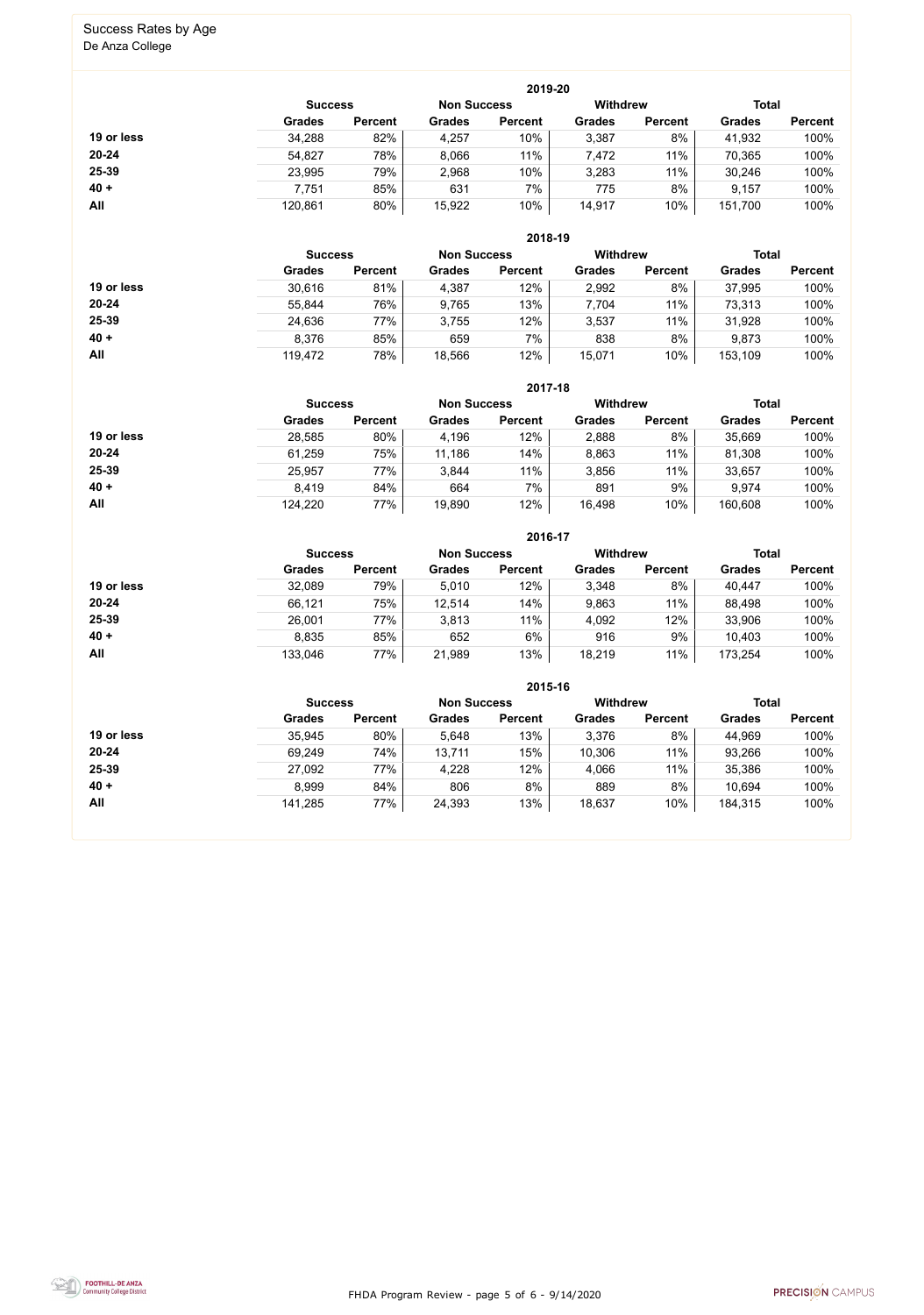## Success Rates by Age

De Anza College

### 2019-20

| | Success | | Non Success | | Withdrew | | Total | |
|---|---|---|---|---|---|---|---|---|
| | Grades | Percent | Grades | Percent | Grades | Percent | Grades | Percent |
| **19 or less** | 34,288 | 82% | 4,257 | 10% | 3,387 | 8% | 41,932 | 100% |
| **20-24** | 54,827 | 78% | 8,066 | 11% | 7,472 | 11% | 70,365 | 100% |
| **25-39** | 23,995 | 79% | 2,968 | 10% | 3,283 | 11% | 30,246 | 100% |
| **40 +** | 7,751 | 85% | 631 | 7% | 775 | 8% | 9,157 | 100% |
| **All** | 120,861 | 80% | 15,922 | 10% | 14,917 | 10% | 151,700 | 100% |

### 2018-19

| | Success | | Non Success | | Withdrew | | Total | |
|---|---|---|---|---|---|---|---|---|
| | Grades | Percent | Grades | Percent | Grades | Percent | Grades | Percent |
| **19 or less** | 30,616 | 81% | 4,387 | 12% | 2,992 | 8% | 37,995 | 100% |
| **20-24** | 55,844 | 76% | 9,765 | 13% | 7,704 | 11% | 73,313 | 100% |
| **25-39** | 24,636 | 77% | 3,755 | 12% | 3,537 | 11% | 31,928 | 100% |
| **40 +** | 8,376 | 85% | 659 | 7% | 838 | 8% | 9,873 | 100% |
| **All** | 119,472 | 78% | 18,566 | 12% | 15,071 | 10% | 153,109 | 100% |

### 2017-18

| | Success | | Non Success | | Withdrew | | Total | |
|---|---|---|---|---|---|---|---|---|
| | Grades | Percent | Grades | Percent | Grades | Percent | Grades | Percent |
| **19 or less** | 28,585 | 80% | 4,196 | 12% | 2,888 | 8% | 35,669 | 100% |
| **20-24** | 61,259 | 75% | 11,186 | 14% | 8,863 | 11% | 81,308 | 100% |
| **25-39** | 25,957 | 77% | 3,844 | 11% | 3,856 | 11% | 33,657 | 100% |
| **40 +** | 8,419 | 84% | 664 | 7% | 891 | 9% | 9,974 | 100% |
| **All** | 124,220 | 77% | 19,890 | 12% | 16,498 | 10% | 160,608 | 100% |

### 2016-17

| | Success | | Non Success | | Withdrew | | Total | |
|---|---|---|---|---|---|---|---|---|
| | Grades | Percent | Grades | Percent | Grades | Percent | Grades | Percent |
| **19 or less** | 32,089 | 79% | 5,010 | 12% | 3,348 | 8% | 40,447 | 100% |
| **20-24** | 66,121 | 75% | 12,514 | 14% | 9,863 | 11% | 88,498 | 100% |
| **25-39** | 26,001 | 77% | 3,813 | 11% | 4,092 | 12% | 33,906 | 100% |
| **40 +** | 8,835 | 85% | 652 | 6% | 916 | 9% | 10,403 | 100% |
| **All** | 133,046 | 77% | 21,989 | 13% | 18,219 | 11% | 173,254 | 100% |

### 2015-16

| | Success | | Non Success | | Withdrew | | Total | |
|---|---|---|---|---|---|---|---|---|
| | Grades | Percent | Grades | Percent | Grades | Percent | Grades | Percent |
| **19 or less** | 35,945 | 80% | 5,648 | 13% | 3,376 | 8% | 44,969 | 100% |
| **20-24** | 69,249 | 74% | 13,711 | 15% | 10,306 | 11% | 93,266 | 100% |
| **25-39** | 27,092 | 77% | 4,228 | 12% | 4,066 | 11% | 35,386 | 100% |
| **40 +** | 8,999 | 84% | 806 | 8% | 889 | 8% | 10,694 | 100% |
| **All** | 141,285 | 77% | 24,393 | 13% | 18,637 | 10% | 184,315 | 100% |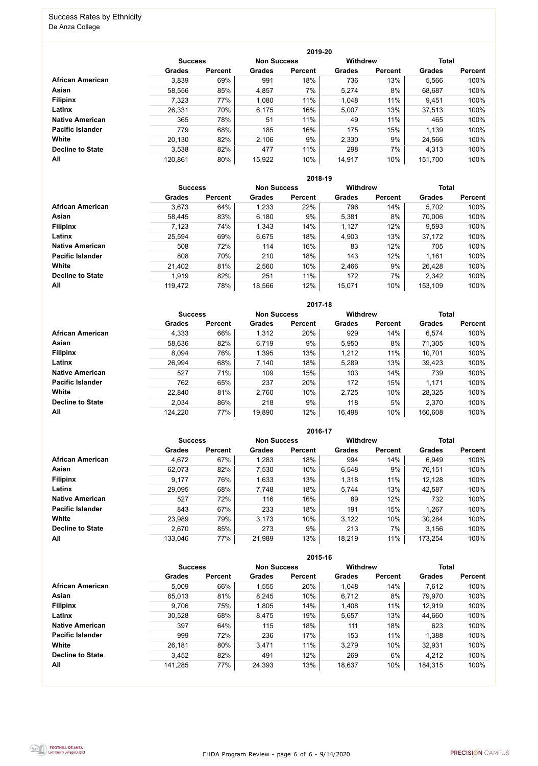Success Rates by Ethnicity
De Anza College

| | 2019-20 | | | | | | | |
|---|---|---|---|---|---|---|---|---|
| | Success | | Non Success | | Withdrew | | Total | |
| | Grades | Percent | Grades | Percent | Grades | Percent | Grades | Percent |
| African American | 3,839 | 69% | 991 | 18% | 736 | 13% | 5,566 | 100% |
| Asian | 58,556 | 85% | 4,857 | 7% | 5,274 | 8% | 68,687 | 100% |
| Filipinx | 7,323 | 77% | 1,080 | 11% | 1,048 | 11% | 9,451 | 100% |
| Latinx | 26,331 | 70% | 6,175 | 16% | 5,007 | 13% | 37,513 | 100% |
| Native American | 365 | 78% | 51 | 11% | 49 | 11% | 465 | 100% |
| Pacific Islander | 779 | 68% | 185 | 16% | 175 | 15% | 1,139 | 100% |
| White | 20,130 | 82% | 2,106 | 9% | 2,330 | 9% | 24,566 | 100% |
| Decline to State | 3,538 | 82% | 477 | 11% | 298 | 7% | 4,313 | 100% |
| All | 120,861 | 80% | 15,922 | 10% | 14,917 | 10% | 151,700 | 100% |

| | 2018-19 | | | | | | | |
|---|---|---|---|---|---|---|---|---|
| | Success | | Non Success | | Withdrew | | Total | |
| | Grades | Percent | Grades | Percent | Grades | Percent | Grades | Percent |
| African American | 3,673 | 64% | 1,233 | 22% | 796 | 14% | 5,702 | 100% |
| Asian | 58,445 | 83% | 6,180 | 9% | 5,381 | 8% | 70,006 | 100% |
| Filipinx | 7,123 | 74% | 1,343 | 14% | 1,127 | 12% | 9,593 | 100% |
| Latinx | 25,594 | 69% | 6,675 | 18% | 4,903 | 13% | 37,172 | 100% |
| Native American | 508 | 72% | 114 | 16% | 83 | 12% | 705 | 100% |
| Pacific Islander | 808 | 70% | 210 | 18% | 143 | 12% | 1,161 | 100% |
| White | 21,402 | 81% | 2,560 | 10% | 2,466 | 9% | 26,428 | 100% |
| Decline to State | 1,919 | 82% | 251 | 11% | 172 | 7% | 2,342 | 100% |
| All | 119,472 | 78% | 18,566 | 12% | 15,071 | 10% | 153,109 | 100% |

| | 2017-18 | | | | | | | |
|---|---|---|---|---|---|---|---|---|
| | Success | | Non Success | | Withdrew | | Total | |
| | Grades | Percent | Grades | Percent | Grades | Percent | Grades | Percent |
| African American | 4,333 | 66% | 1,312 | 20% | 929 | 14% | 6,574 | 100% |
| Asian | 58,636 | 82% | 6,719 | 9% | 5,950 | 8% | 71,305 | 100% |
| Filipinx | 8,094 | 76% | 1,395 | 13% | 1,212 | 11% | 10,701 | 100% |
| Latinx | 26,994 | 68% | 7,140 | 18% | 5,289 | 13% | 39,423 | 100% |
| Native American | 527 | 71% | 109 | 15% | 103 | 14% | 739 | 100% |
| Pacific Islander | 762 | 65% | 237 | 20% | 172 | 15% | 1,171 | 100% |
| White | 22,840 | 81% | 2,760 | 10% | 2,725 | 10% | 28,325 | 100% |
| Decline to State | 2,034 | 86% | 218 | 9% | 118 | 5% | 2,370 | 100% |
| All | 124,220 | 77% | 19,890 | 12% | 16,498 | 10% | 160,608 | 100% |

| | 2016-17 | | | | | | | |
|---|---|---|---|---|---|---|---|---|
| | Success | | Non Success | | Withdrew | | Total | |
| | Grades | Percent | Grades | Percent | Grades | Percent | Grades | Percent |
| African American | 4,672 | 67% | 1,283 | 18% | 994 | 14% | 6,949 | 100% |
| Asian | 62,073 | 82% | 7,530 | 10% | 6,548 | 9% | 76,151 | 100% |
| Filipinx | 9,177 | 76% | 1,633 | 13% | 1,318 | 11% | 12,128 | 100% |
| Latinx | 29,095 | 68% | 7,748 | 18% | 5,744 | 13% | 42,587 | 100% |
| Native American | 527 | 72% | 116 | 16% | 89 | 12% | 732 | 100% |
| Pacific Islander | 843 | 67% | 233 | 18% | 191 | 15% | 1,267 | 100% |
| White | 23,989 | 79% | 3,173 | 10% | 3,122 | 10% | 30,284 | 100% |
| Decline to State | 2,670 | 85% | 273 | 9% | 213 | 7% | 3,156 | 100% |
| All | 133,046 | 77% | 21,989 | 13% | 18,219 | 11% | 173,254 | 100% |

| | 2015-16 | | | | | | | |
|---|---|---|---|---|---|---|---|---|
| | Success | | Non Success | | Withdrew | | Total | |
| | Grades | Percent | Grades | Percent | Grades | Percent | Grades | Percent |
| African American | 5,009 | 66% | 1,555 | 20% | 1,048 | 14% | 7,612 | 100% |
| Asian | 65,013 | 81% | 8,245 | 10% | 6,712 | 8% | 79,970 | 100% |
| Filipinx | 9,706 | 75% | 1,805 | 14% | 1,408 | 11% | 12,919 | 100% |
| Latinx | 30,528 | 68% | 8,475 | 19% | 5,657 | 13% | 44,660 | 100% |
| Native American | 397 | 64% | 115 | 18% | 111 | 18% | 623 | 100% |
| Pacific Islander | 999 | 72% | 236 | 17% | 153 | 11% | 1,388 | 100% |
| White | 26,181 | 80% | 3,471 | 11% | 3,279 | 10% | 32,931 | 100% |
| Decline to State | 3,452 | 82% | 491 | 12% | 269 | 6% | 4,212 | 100% |
| All | 141,285 | 77% | 24,393 | 13% | 18,637 | 10% | 184,315 | 100% |